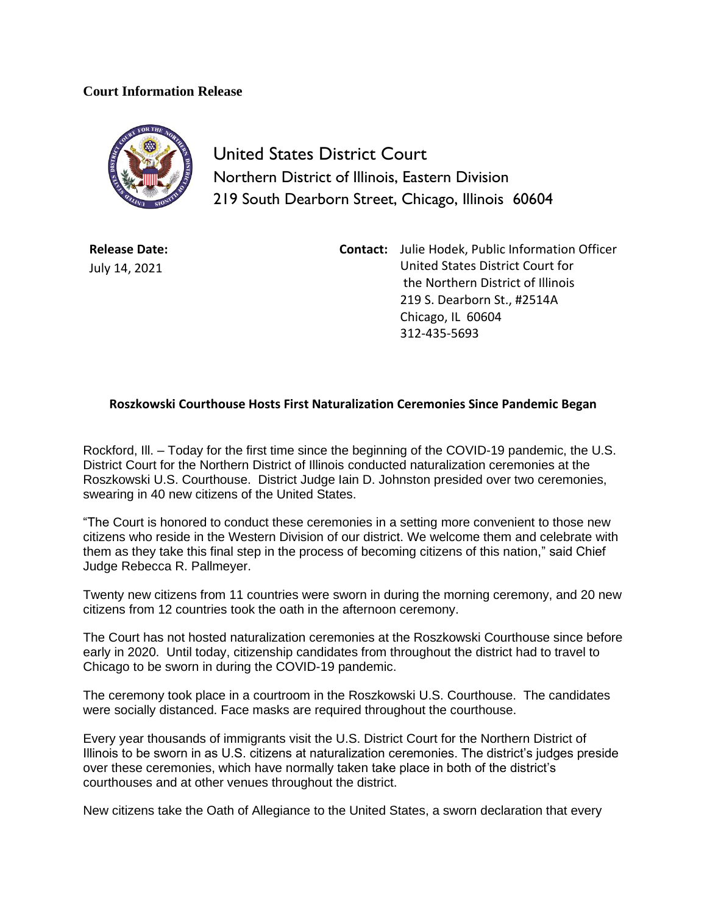**Court Information Release**

United States District Court
Northern District of Illinois, Eastern Division
219 South Dearborn Street, Chicago, Illinois 60604

**Release Date:**
July 14, 2021

**Contact:** Julie Hodek, Public Information Officer
United States District Court for
the Northern District of Illinois
219 S. Dearborn St., #2514A
Chicago, IL 60604
312-435-5693

**Roszkowski Courthouse Hosts First Naturalization Ceremonies Since Pandemic Began**

Rockford, Ill. – Today for the first time since the beginning of the COVID-19 pandemic, the U.S. District Court for the Northern District of Illinois conducted naturalization ceremonies at the Roszkowski U.S. Courthouse. District Judge Iain D. Johnston presided over two ceremonies, swearing in 40 new citizens of the United States.

"The Court is honored to conduct these ceremonies in a setting more convenient to those new citizens who reside in the Western Division of our district. We welcome them and celebrate with them as they take this final step in the process of becoming citizens of this nation," said Chief Judge Rebecca R. Pallmeyer.

Twenty new citizens from 11 countries were sworn in during the morning ceremony, and 20 new citizens from 12 countries took the oath in the afternoon ceremony.

The Court has not hosted naturalization ceremonies at the Roszkowski Courthouse since before early in 2020. Until today, citizenship candidates from throughout the district had to travel to Chicago to be sworn in during the COVID-19 pandemic.

The ceremony took place in a courtroom in the Roszkowski U.S. Courthouse. The candidates were socially distanced. Face masks are required throughout the courthouse.

Every year thousands of immigrants visit the U.S. District Court for the Northern District of Illinois to be sworn in as U.S. citizens at naturalization ceremonies. The district's judges preside over these ceremonies, which have normally taken take place in both of the district's courthouses and at other venues throughout the district.

New citizens take the Oath of Allegiance to the United States, a sworn declaration that every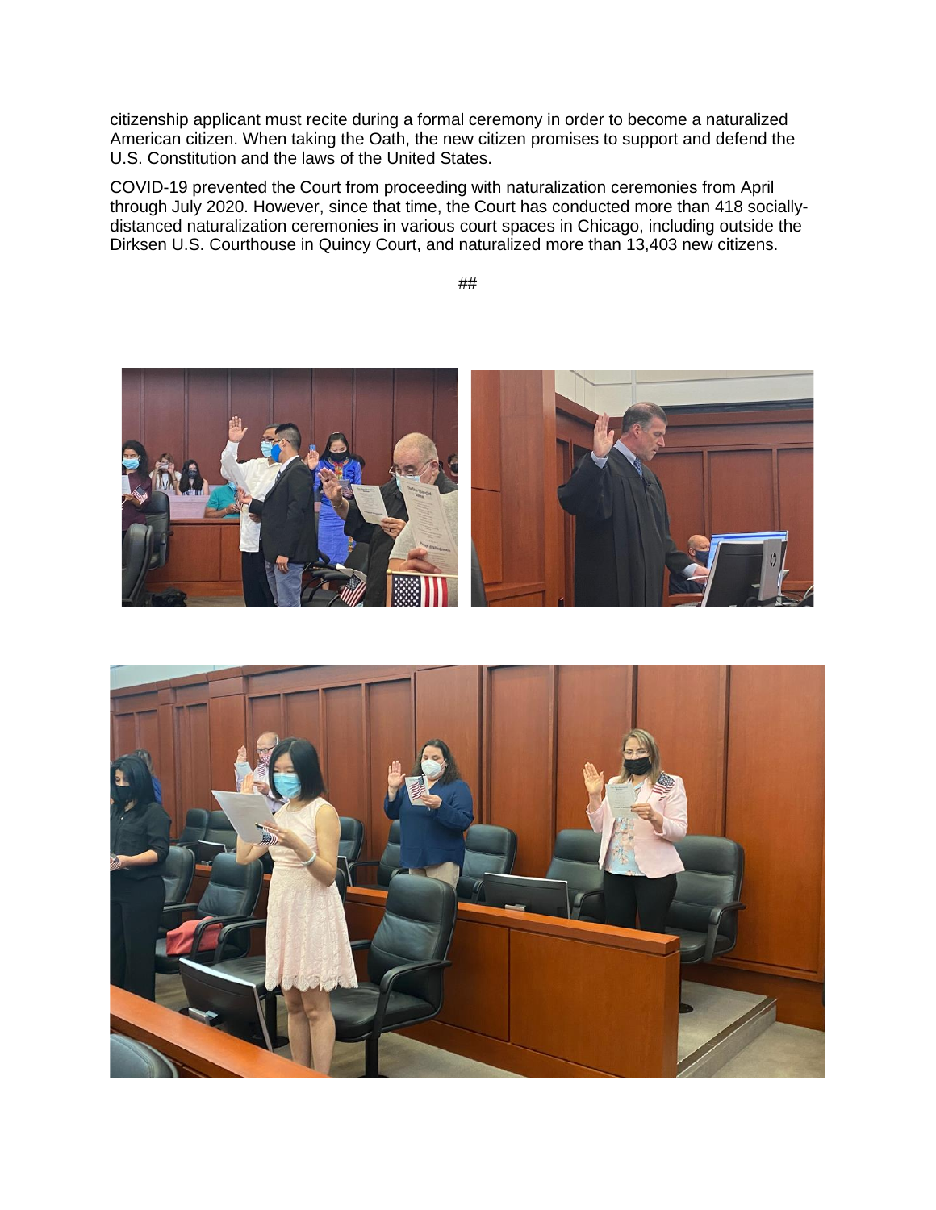citizenship applicant must recite during a formal ceremony in order to become a naturalized American citizen. When taking the Oath, the new citizen promises to support and defend the U.S. Constitution and the laws of the United States.

COVID-19 prevented the Court from proceeding with naturalization ceremonies from April through July 2020. However, since that time, the Court has conducted more than 418 socially-distanced naturalization ceremonies in various court spaces in Chicago, including outside the Dirksen U.S. Courthouse in Quincy Court, and naturalized more than 13,403 new citizens.

##